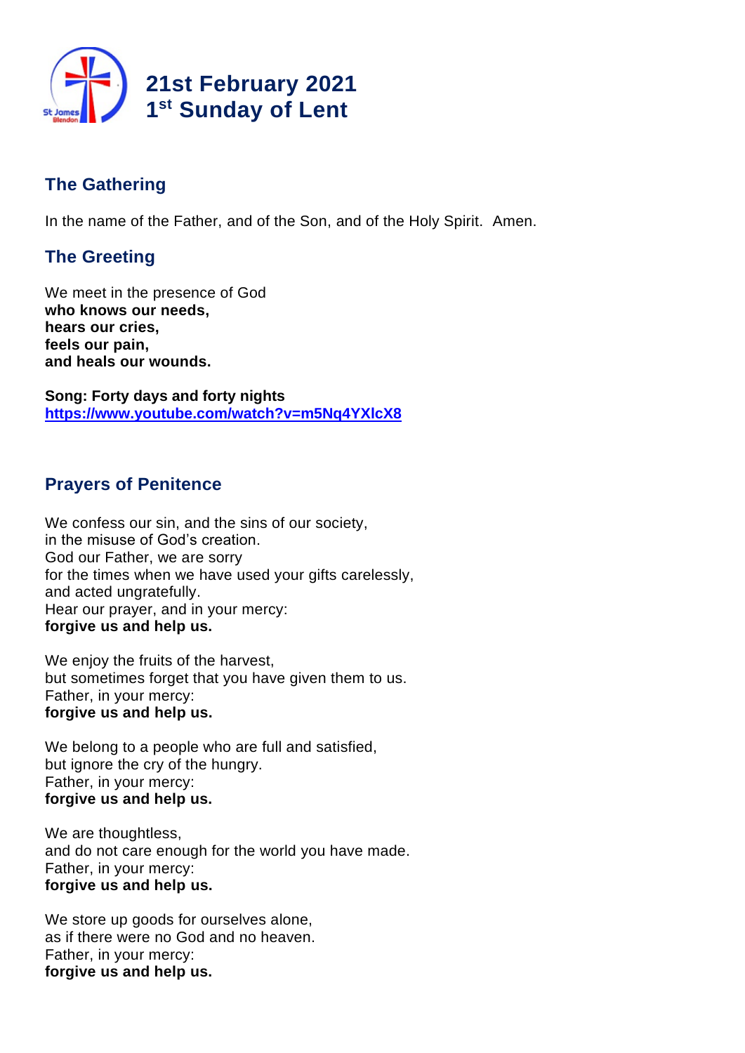# 21st February 2021
# 1st Sunday of Lent

## The Gathering

In the name of the Father, and of the Son, and of the Holy Spirit. Amen.

## The Greeting

We meet in the presence of God
**who knows our needs,**
**hears our cries,**
**feels our pain,**
**and heals our wounds.**

**Song: Forty days and forty nights**
**https://www.youtube.com/watch?v=m5Nq4YXlcX8**

## Prayers of Penitence

We confess our sin, and the sins of our society,
in the misuse of God's creation.
God our Father, we are sorry
for the times when we have used your gifts carelessly,
and acted ungratefully.
Hear our prayer, and in your mercy:
**forgive us and help us.**

We enjoy the fruits of the harvest,
but sometimes forget that you have given them to us.
Father, in your mercy:
**forgive us and help us.**

We belong to a people who are full and satisfied,
but ignore the cry of the hungry.
Father, in your mercy:
**forgive us and help us.**

We are thoughtless,
and do not care enough for the world you have made.
Father, in your mercy:
**forgive us and help us.**

We store up goods for ourselves alone,
as if there were no God and no heaven.
Father, in your mercy:
**forgive us and help us.**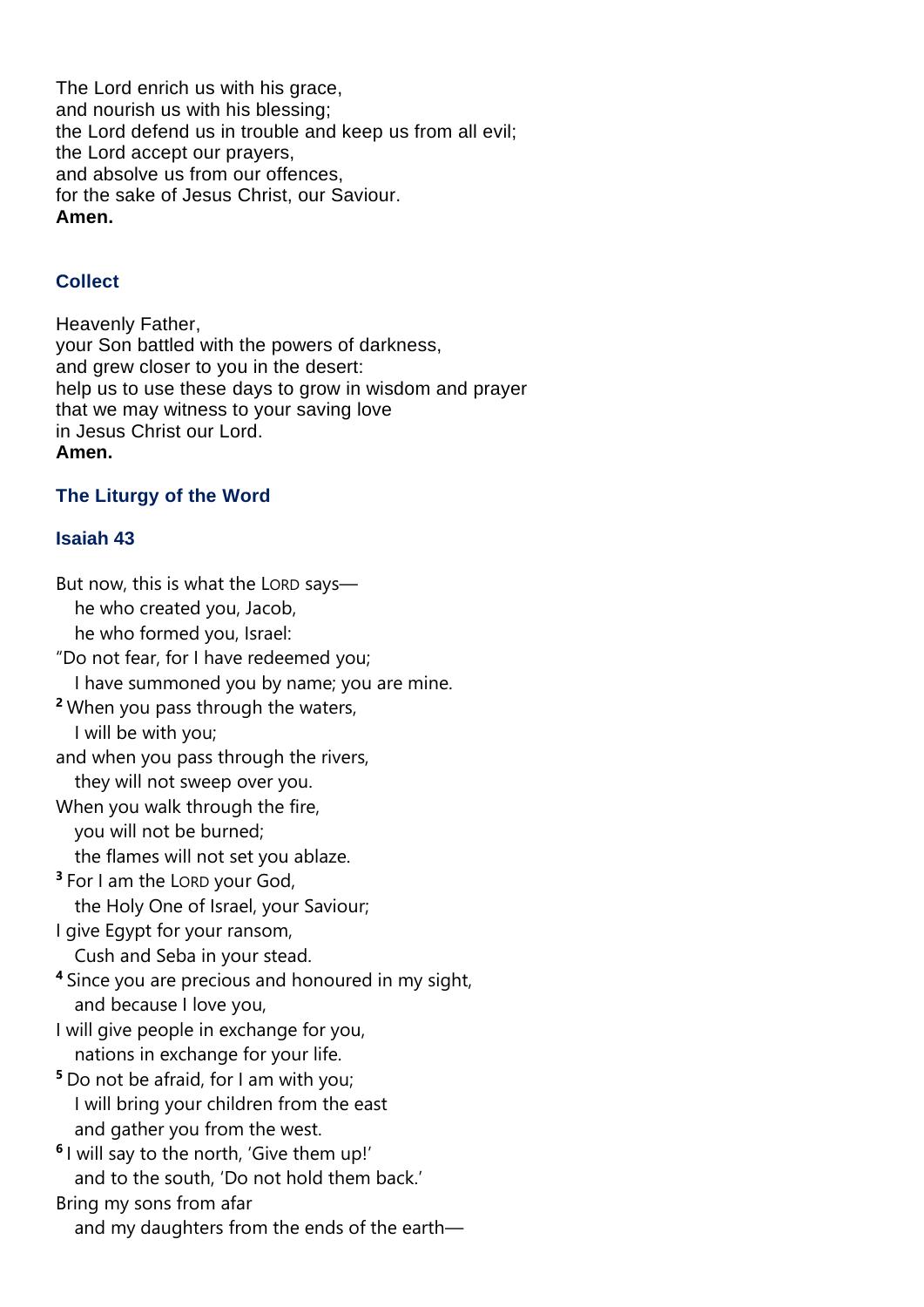The Lord enrich us with his grace,
and nourish us with his blessing;
the Lord defend us in trouble and keep us from all evil;
the Lord accept our prayers,
and absolve us from our offences,
for the sake of Jesus Christ, our Saviour.
**Amen.**

### Collect

Heavenly Father,
your Son battled with the powers of darkness,
and grew closer to you in the desert:
help us to use these days to grow in wisdom and prayer
that we may witness to your saving love
in Jesus Christ our Lord.
**Amen.**

### The Liturgy of the Word

### Isaiah 43

But now, this is what the LORD says—
  he who created you, Jacob,
  he who formed you, Israel:
"Do not fear, for I have redeemed you;
  I have summoned you by name; you are mine.
**2** When you pass through the waters,
  I will be with you;
and when you pass through the rivers,
  they will not sweep over you.
When you walk through the fire,
  you will not be burned;
  the flames will not set you ablaze.
**3** For I am the LORD your God,
  the Holy One of Israel, your Saviour;
I give Egypt for your ransom,
  Cush and Seba in your stead.
**4** Since you are precious and honoured in my sight,
  and because I love you,
I will give people in exchange for you,
  nations in exchange for your life.
**5** Do not be afraid, for I am with you;
  I will bring your children from the east
  and gather you from the west.
**6** I will say to the north, 'Give them up!'
  and to the south, 'Do not hold them back.'
Bring my sons from afar
  and my daughters from the ends of the earth—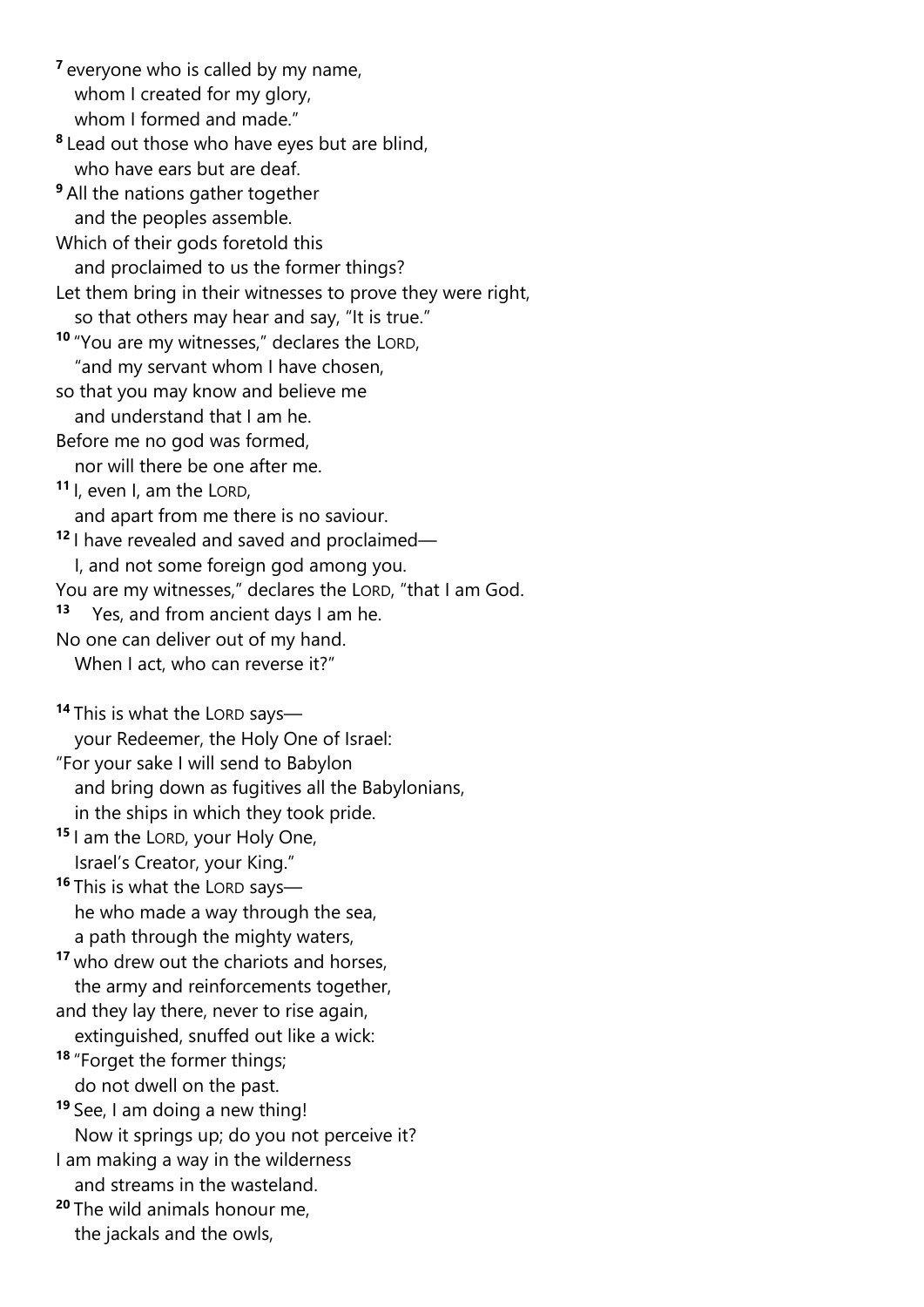**7** everyone who is called by my name,
whom I created for my glory,
whom I formed and made."
**8** Lead out those who have eyes but are blind,
who have ears but are deaf.
**9** All the nations gather together
and the peoples assemble.
Which of their gods foretold this
and proclaimed to us the former things?
Let them bring in their witnesses to prove they were right,
so that others may hear and say, "It is true."
**10** "You are my witnesses," declares the LORD,
"and my servant whom I have chosen,
so that you may know and believe me
and understand that I am he.
Before me no god was formed,
nor will there be one after me.
**11** I, even I, am the LORD,
and apart from me there is no saviour.
**12** I have revealed and saved and proclaimed—
I, and not some foreign god among you.
You are my witnesses," declares the LORD, "that I am God.
**13** Yes, and from ancient days I am he.
No one can deliver out of my hand.
When I act, who can reverse it?"

**14** This is what the LORD says—
your Redeemer, the Holy One of Israel:
"For your sake I will send to Babylon
and bring down as fugitives all the Babylonians,
in the ships in which they took pride.
**15** I am the LORD, your Holy One,
Israel's Creator, your King."
**16** This is what the LORD says—
he who made a way through the sea,
a path through the mighty waters,
**17** who drew out the chariots and horses,
the army and reinforcements together,
and they lay there, never to rise again,
extinguished, snuffed out like a wick:
**18** "Forget the former things;
do not dwell on the past.
**19** See, I am doing a new thing!
Now it springs up; do you not perceive it?
I am making a way in the wilderness
and streams in the wasteland.
**20** The wild animals honour me,
the jackals and the owls,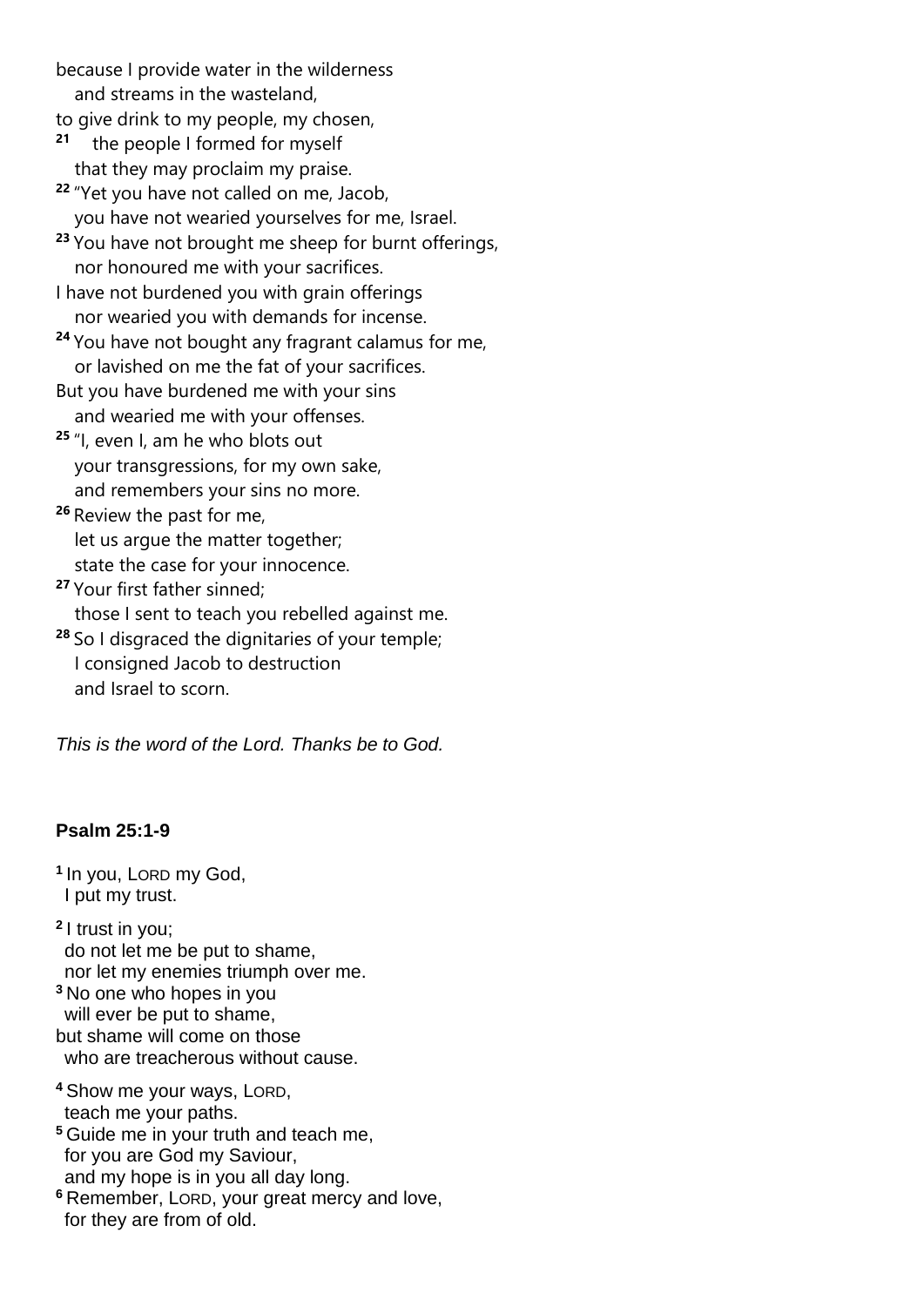because I provide water in the wilderness
   and streams in the wasteland,
to give drink to my people, my chosen,
**21**    the people I formed for myself
   that they may proclaim my praise.
**22** "Yet you have not called on me, Jacob,
   you have not wearied yourselves for me, Israel.
**23** You have not brought me sheep for burnt offerings,
   nor honoured me with your sacrifices.
I have not burdened you with grain offerings
   nor wearied you with demands for incense.
**24** You have not bought any fragrant calamus for me,
   or lavished on me the fat of your sacrifices.
But you have burdened me with your sins
   and wearied me with your offenses.
**25** "I, even I, am he who blots out
   your transgressions, for my own sake,
   and remembers your sins no more.
**26** Review the past for me,
   let us argue the matter together;
   state the case for your innocence.
**27** Your first father sinned;
   those I sent to teach you rebelled against me.
**28** So I disgraced the dignitaries of your temple;
   I consigned Jacob to destruction
   and Israel to scorn.

*This is the word of the Lord. Thanks be to God.*

**Psalm 25:1-9**

**1** In you, LORD my God,
  I put my trust.

**2** I trust in you;
  do not let me be put to shame,
  nor let my enemies triumph over me.
**3** No one who hopes in you
  will ever be put to shame,
but shame will come on those
  who are treacherous without cause.

**4** Show me your ways, LORD,
  teach me your paths.
**5** Guide me in your truth and teach me,
  for you are God my Saviour,
  and my hope is in you all day long.
**6** Remember, LORD, your great mercy and love,
  for they are from of old.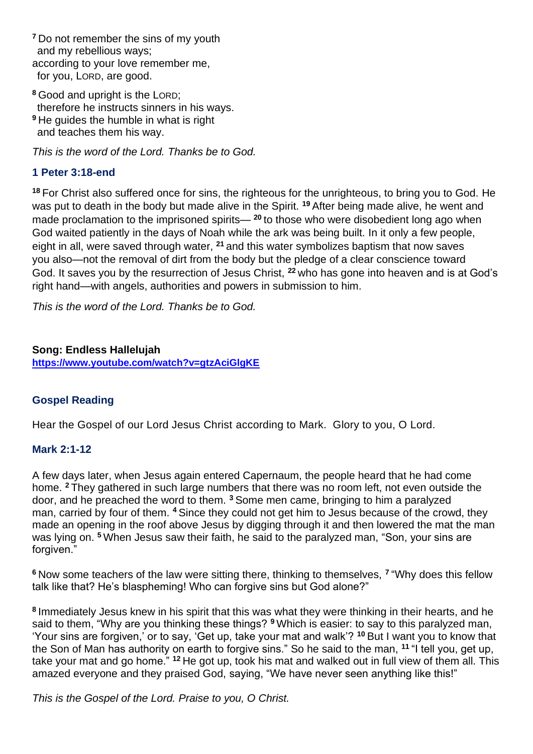[7] Do not remember the sins of my youth
  and my rebellious ways;
according to your love remember me,
  for you, LORD, are good.

[8] Good and upright is the LORD;
  therefore he instructs sinners in his ways.
[9] He guides the humble in what is right
  and teaches them his way.

*This is the word of the Lord. Thanks be to God.*

### 1 Peter 3:18-end

[18] For Christ also suffered once for sins, the righteous for the unrighteous, to bring you to God. He was put to death in the body but made alive in the Spirit. [19] After being made alive, he went and made proclamation to the imprisoned spirits— [20] to those who were disobedient long ago when God waited patiently in the days of Noah while the ark was being built. In it only a few people, eight in all, were saved through water, [21] and this water symbolizes baptism that now saves you also—not the removal of dirt from the body but the pledge of a clear conscience toward God. It saves you by the resurrection of Jesus Christ, [22] who has gone into heaven and is at God's right hand—with angels, authorities and powers in submission to him.

*This is the word of the Lord. Thanks be to God.*

**Song: Endless Hallelujah**
**https://www.youtube.com/watch?v=gtzAciGlgKE**

### Gospel Reading

Hear the Gospel of our Lord Jesus Christ according to Mark. Glory to you, O Lord.

### Mark 2:1-12

A few days later, when Jesus again entered Capernaum, the people heard that he had come home. [2] They gathered in such large numbers that there was no room left, not even outside the door, and he preached the word to them. [3] Some men came, bringing to him a paralyzed man, carried by four of them. [4] Since they could not get him to Jesus because of the crowd, they made an opening in the roof above Jesus by digging through it and then lowered the mat the man was lying on. [5] When Jesus saw their faith, he said to the paralyzed man, "Son, your sins are forgiven."

[6] Now some teachers of the law were sitting there, thinking to themselves, [7] "Why does this fellow talk like that? He's blaspheming! Who can forgive sins but God alone?"

[8] Immediately Jesus knew in his spirit that this was what they were thinking in their hearts, and he said to them, "Why are you thinking these things? [9] Which is easier: to say to this paralyzed man, 'Your sins are forgiven,' or to say, 'Get up, take your mat and walk'? [10] But I want you to know that the Son of Man has authority on earth to forgive sins." So he said to the man, [11] "I tell you, get up, take your mat and go home." [12] He got up, took his mat and walked out in full view of them all. This amazed everyone and they praised God, saying, "We have never seen anything like this!"

*This is the Gospel of the Lord. Praise to you, O Christ.*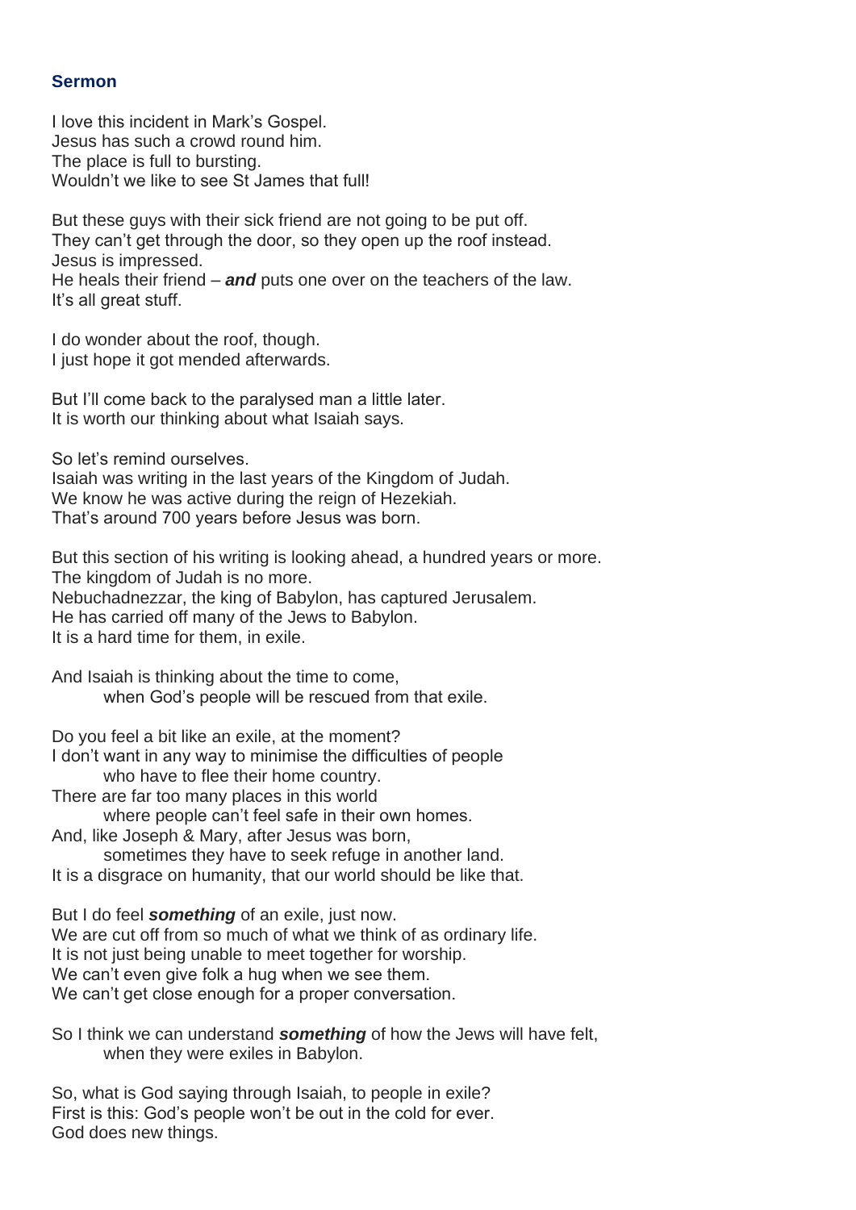## Sermon

I love this incident in Mark's Gospel.
Jesus has such a crowd round him.
The place is full to bursting.
Wouldn't we like to see St James that full!

But these guys with their sick friend are not going to be put off.
They can't get through the door, so they open up the roof instead.
Jesus is impressed.
He heals their friend – ***and*** puts one over on the teachers of the law.
It's all great stuff.

I do wonder about the roof, though.
I just hope it got mended afterwards.

But I'll come back to the paralysed man a little later.
It is worth our thinking about what Isaiah says.

So let's remind ourselves.
Isaiah was writing in the last years of the Kingdom of Judah.
We know he was active during the reign of Hezekiah.
That's around 700 years before Jesus was born.

But this section of his writing is looking ahead, a hundred years or more.
The kingdom of Judah is no more.
Nebuchadnezzar, the king of Babylon, has captured Jerusalem.
He has carried off many of the Jews to Babylon.
It is a hard time for them, in exile.

And Isaiah is thinking about the time to come,
when God's people will be rescued from that exile.

Do you feel a bit like an exile, at the moment?
I don't want in any way to minimise the difficulties of people
who have to flee their home country.
There are far too many places in this world
where people can't feel safe in their own homes.
And, like Joseph & Mary, after Jesus was born,
sometimes they have to seek refuge in another land.
It is a disgrace on humanity, that our world should be like that.

But I do feel ***something*** of an exile, just now.
We are cut off from so much of what we think of as ordinary life.
It is not just being unable to meet together for worship.
We can't even give folk a hug when we see them.
We can't get close enough for a proper conversation.

So I think we can understand ***something*** of how the Jews will have felt,
when they were exiles in Babylon.

So, what is God saying through Isaiah, to people in exile?
First is this: God's people won't be out in the cold for ever.
God does new things.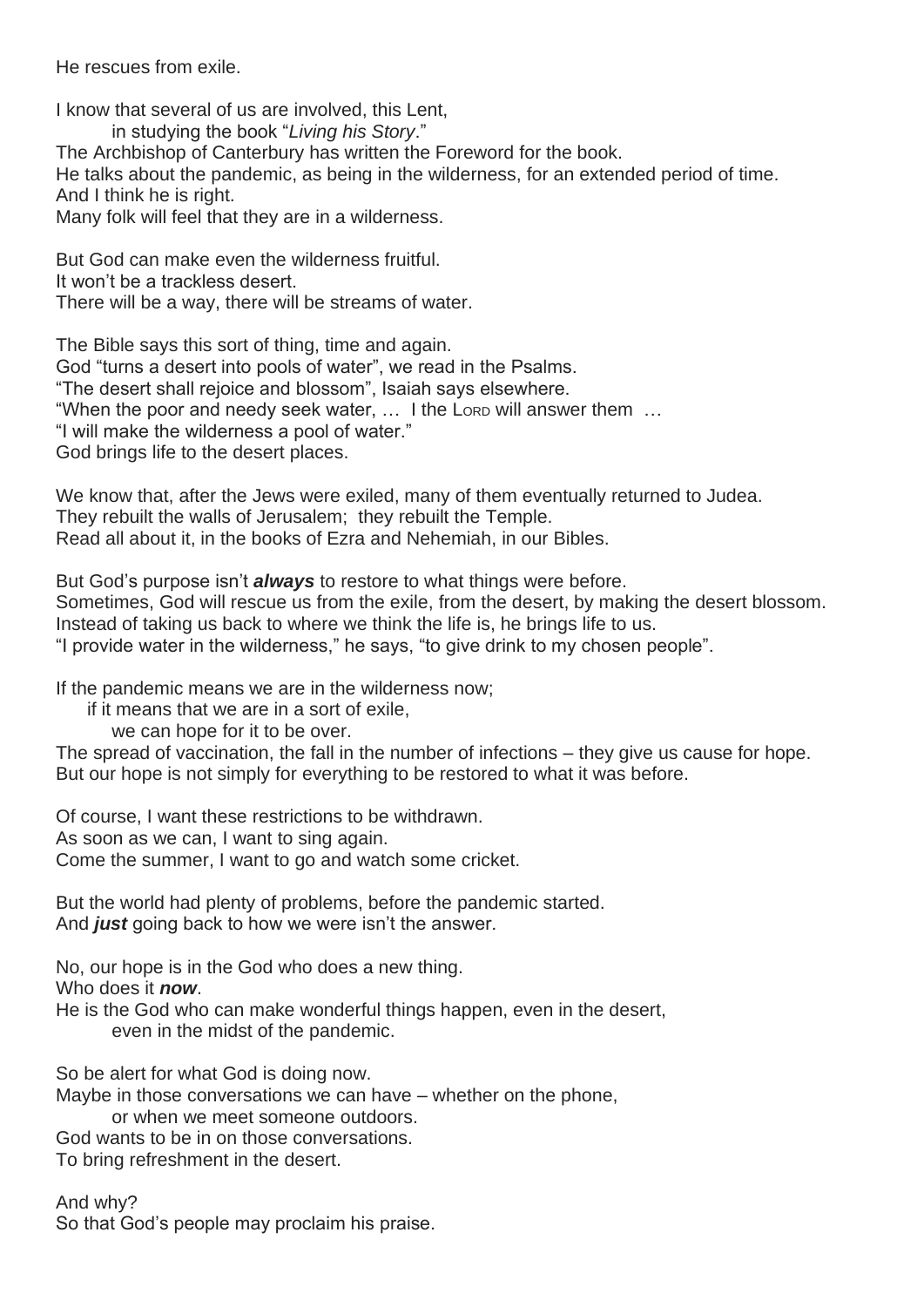He rescues from exile.

I know that several of us are involved, this Lent,
in studying the book "*Living his Story*."
The Archbishop of Canterbury has written the Foreword for the book.
He talks about the pandemic, as being in the wilderness, for an extended period of time.
And I think he is right.
Many folk will feel that they are in a wilderness.

But God can make even the wilderness fruitful.
It won't be a trackless desert.
There will be a way, there will be streams of water.

The Bible says this sort of thing, time and again.
God "turns a desert into pools of water", we read in the Psalms.
"The desert shall rejoice and blossom", Isaiah says elsewhere.
"When the poor and needy seek water, … I the LORD will answer them …
"I will make the wilderness a pool of water."
God brings life to the desert places.

We know that, after the Jews were exiled, many of them eventually returned to Judea.
They rebuilt the walls of Jerusalem; they rebuilt the Temple.
Read all about it, in the books of Ezra and Nehemiah, in our Bibles.

But God's purpose isn't ***always*** to restore to what things were before.
Sometimes, God will rescue us from the exile, from the desert, by making the desert blossom.
Instead of taking us back to where we think the life is, he brings life to us.
"I provide water in the wilderness," he says, "to give drink to my chosen people".

If the pandemic means we are in the wilderness now;
if it means that we are in a sort of exile,
we can hope for it to be over.
The spread of vaccination, the fall in the number of infections – they give us cause for hope.
But our hope is not simply for everything to be restored to what it was before.

Of course, I want these restrictions to be withdrawn.
As soon as we can, I want to sing again.
Come the summer, I want to go and watch some cricket.

But the world had plenty of problems, before the pandemic started.
And ***just*** going back to how we were isn't the answer.

No, our hope is in the God who does a new thing.
Who does it ***now***.
He is the God who can make wonderful things happen, even in the desert,
even in the midst of the pandemic.

So be alert for what God is doing now.
Maybe in those conversations we can have – whether on the phone,
or when we meet someone outdoors.
God wants to be in on those conversations.
To bring refreshment in the desert.

And why?
So that God's people may proclaim his praise.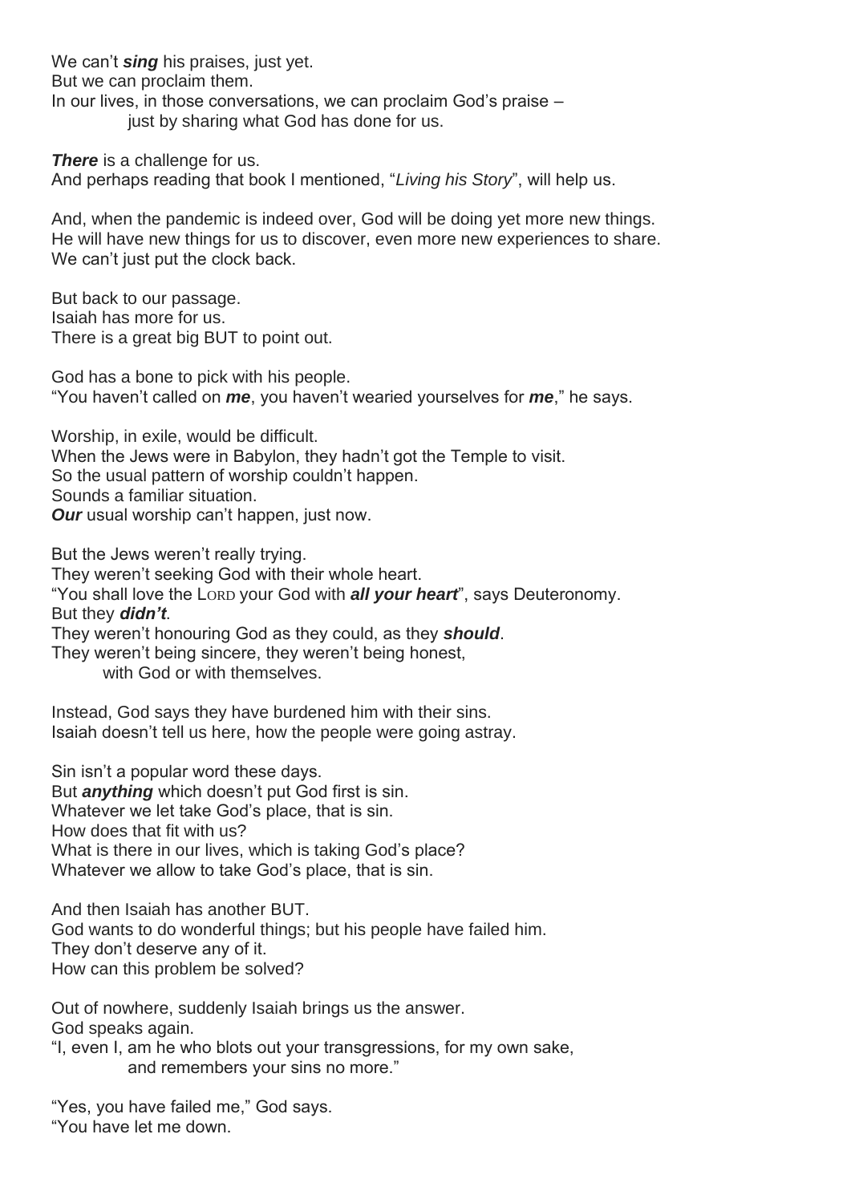We can't ***sing*** his praises, just yet.
But we can proclaim them.
In our lives, in those conversations, we can proclaim God's praise –
just by sharing what God has done for us.

***There*** is a challenge for us.
And perhaps reading that book I mentioned, "*Living his Story*", will help us.

And, when the pandemic is indeed over, God will be doing yet more new things.
He will have new things for us to discover, even more new experiences to share.
We can't just put the clock back.

But back to our passage.
Isaiah has more for us.
There is a great big BUT to point out.

God has a bone to pick with his people.
"You haven't called on ***me***, you haven't wearied yourselves for ***me***," he says.

Worship, in exile, would be difficult.
When the Jews were in Babylon, they hadn't got the Temple to visit.
So the usual pattern of worship couldn't happen.
Sounds a familiar situation.
***Our*** usual worship can't happen, just now.

But the Jews weren't really trying.
They weren't seeking God with their whole heart.
"You shall love the LORD your God with ***all your heart***", says Deuteronomy.
But they ***didn't***.
They weren't honouring God as they could, as they ***should***.
They weren't being sincere, they weren't being honest,
with God or with themselves.

Instead, God says they have burdened him with their sins.
Isaiah doesn't tell us here, how the people were going astray.

Sin isn't a popular word these days.
But ***anything*** which doesn't put God first is sin.
Whatever we let take God's place, that is sin.
How does that fit with us?
What is there in our lives, which is taking God's place?
Whatever we allow to take God's place, that is sin.

And then Isaiah has another BUT.
God wants to do wonderful things; but his people have failed him.
They don't deserve any of it.
How can this problem be solved?

Out of nowhere, suddenly Isaiah brings us the answer.
God speaks again.
"I, even I, am he who blots out your transgressions, for my own sake,
and remembers your sins no more."

"Yes, you have failed me," God says.
"You have let me down.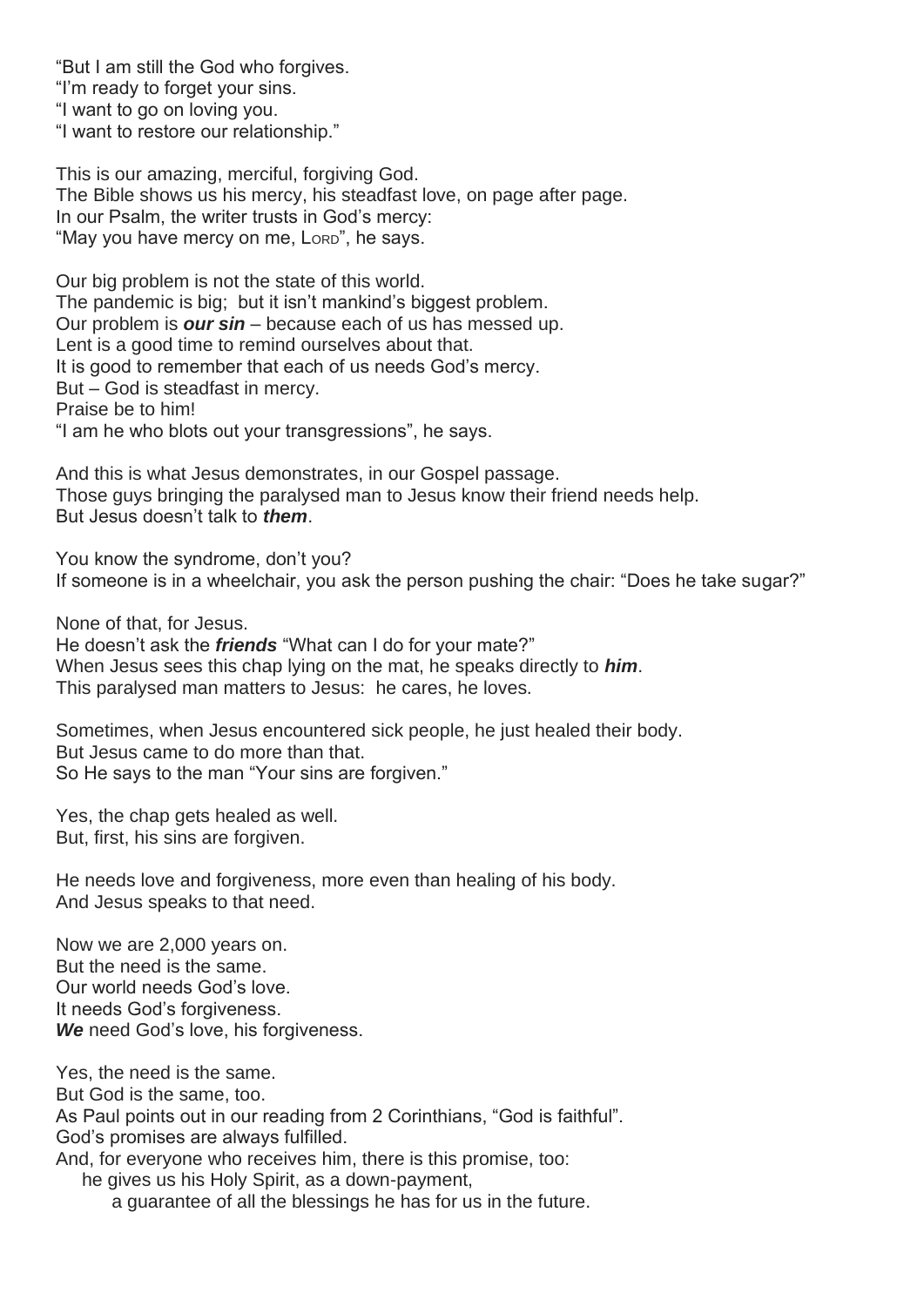"But I am still the God who forgives.
"I'm ready to forget your sins.
"I want to go on loving you.
"I want to restore our relationship."

This is our amazing, merciful, forgiving God.
The Bible shows us his mercy, his steadfast love, on page after page.
In our Psalm, the writer trusts in God's mercy:
"May you have mercy on me, LORD", he says.

Our big problem is not the state of this world.
The pandemic is big; but it isn't mankind's biggest problem.
Our problem is ***our sin*** – because each of us has messed up.
Lent is a good time to remind ourselves about that.
It is good to remember that each of us needs God's mercy.
But – God is steadfast in mercy.
Praise be to him!
"I am he who blots out your transgressions", he says.

And this is what Jesus demonstrates, in our Gospel passage.
Those guys bringing the paralysed man to Jesus know their friend needs help.
But Jesus doesn't talk to ***them***.

You know the syndrome, don't you?
If someone is in a wheelchair, you ask the person pushing the chair: "Does he take sugar?"

None of that, for Jesus.
He doesn't ask the ***friends*** "What can I do for your mate?"
When Jesus sees this chap lying on the mat, he speaks directly to ***him***.
This paralysed man matters to Jesus: he cares, he loves.

Sometimes, when Jesus encountered sick people, he just healed their body.
But Jesus came to do more than that.
So He says to the man "Your sins are forgiven."

Yes, the chap gets healed as well.
But, first, his sins are forgiven.

He needs love and forgiveness, more even than healing of his body.
And Jesus speaks to that need.

Now we are 2,000 years on.
But the need is the same.
Our world needs God's love.
It needs God's forgiveness.
***We*** need God's love, his forgiveness.

Yes, the need is the same.
But God is the same, too.
As Paul points out in our reading from 2 Corinthians, "God is faithful".
God's promises are always fulfilled.
And, for everyone who receives him, there is this promise, too:
he gives us his Holy Spirit, as a down-payment,
a guarantee of all the blessings he has for us in the future.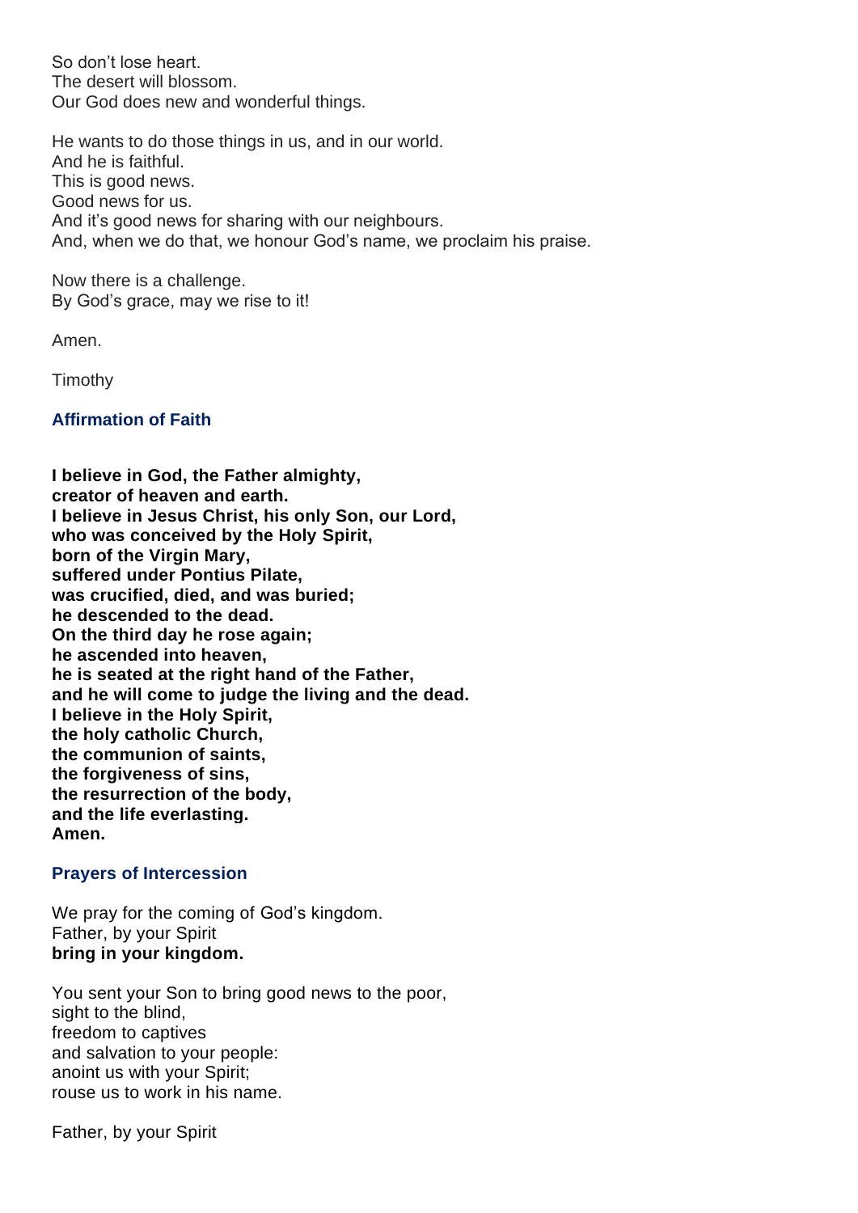So don't lose heart.
The desert will blossom.
Our God does new and wonderful things.

He wants to do those things in us, and in our world.
And he is faithful.
This is good news.
Good news for us.
And it's good news for sharing with our neighbours.
And, when we do that, we honour God's name, we proclaim his praise.

Now there is a challenge.
By God's grace, may we rise to it!

Amen.

Timothy

### Affirmation of Faith

**I believe in God, the Father almighty,**
**creator of heaven and earth.**
**I believe in Jesus Christ, his only Son, our Lord,**
**who was conceived by the Holy Spirit,**
**born of the Virgin Mary,**
**suffered under Pontius Pilate,**
**was crucified, died, and was buried;**
**he descended to the dead.**
**On the third day he rose again;**
**he ascended into heaven,**
**he is seated at the right hand of the Father,**
**and he will come to judge the living and the dead.**
**I believe in the Holy Spirit,**
**the holy catholic Church,**
**the communion of saints,**
**the forgiveness of sins,**
**the resurrection of the body,**
**and the life everlasting.**
**Amen.**

### Prayers of Intercession

We pray for the coming of God's kingdom.
Father, by your Spirit
**bring in your kingdom.**

You sent your Son to bring good news to the poor,
sight to the blind,
freedom to captives
and salvation to your people:
anoint us with your Spirit;
rouse us to work in his name.

Father, by your Spirit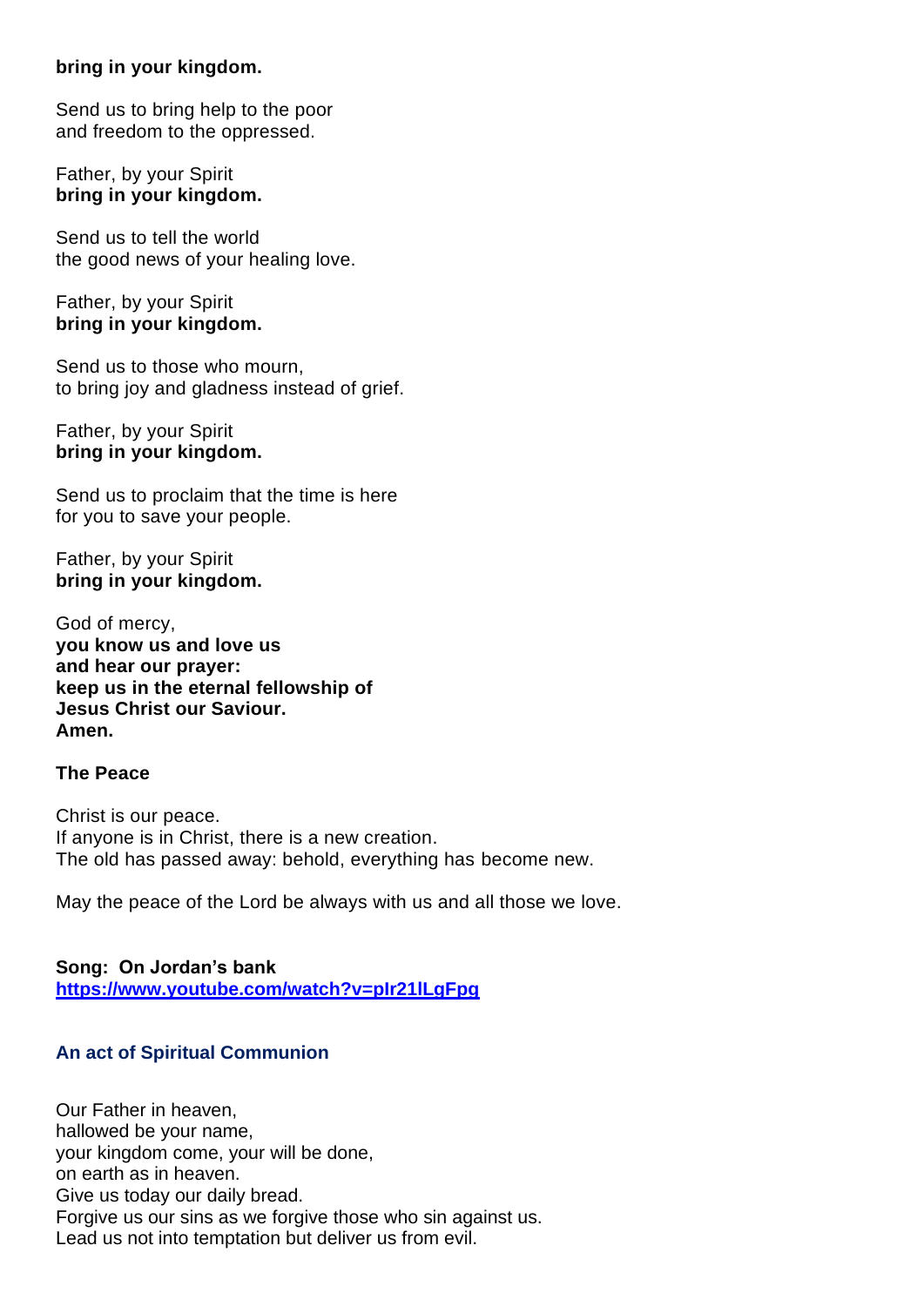**bring in your kingdom.**

Send us to bring help to the poor
and freedom to the oppressed.

Father, by your Spirit
**bring in your kingdom.**

Send us to tell the world
the good news of your healing love.

Father, by your Spirit
**bring in your kingdom.**

Send us to those who mourn,
to bring joy and gladness instead of grief.

Father, by your Spirit
**bring in your kingdom.**

Send us to proclaim that the time is here
for you to save your people.

Father, by your Spirit
**bring in your kingdom.**

God of mercy,
**you know us and love us**
**and hear our prayer:**
**keep us in the eternal fellowship of**
**Jesus Christ our Saviour.**
**Amen.**

**The Peace**

Christ is our peace.
If anyone is in Christ, there is a new creation.
The old has passed away: behold, everything has become new.

May the peace of the Lord be always with us and all those we love.

**Song: On Jordan's bank**
**https://www.youtube.com/watch?v=plr21lLgFpg**

### An act of Spiritual Communion

Our Father in heaven,
hallowed be your name,
your kingdom come, your will be done,
on earth as in heaven.
Give us today our daily bread.
Forgive us our sins as we forgive those who sin against us.
Lead us not into temptation but deliver us from evil.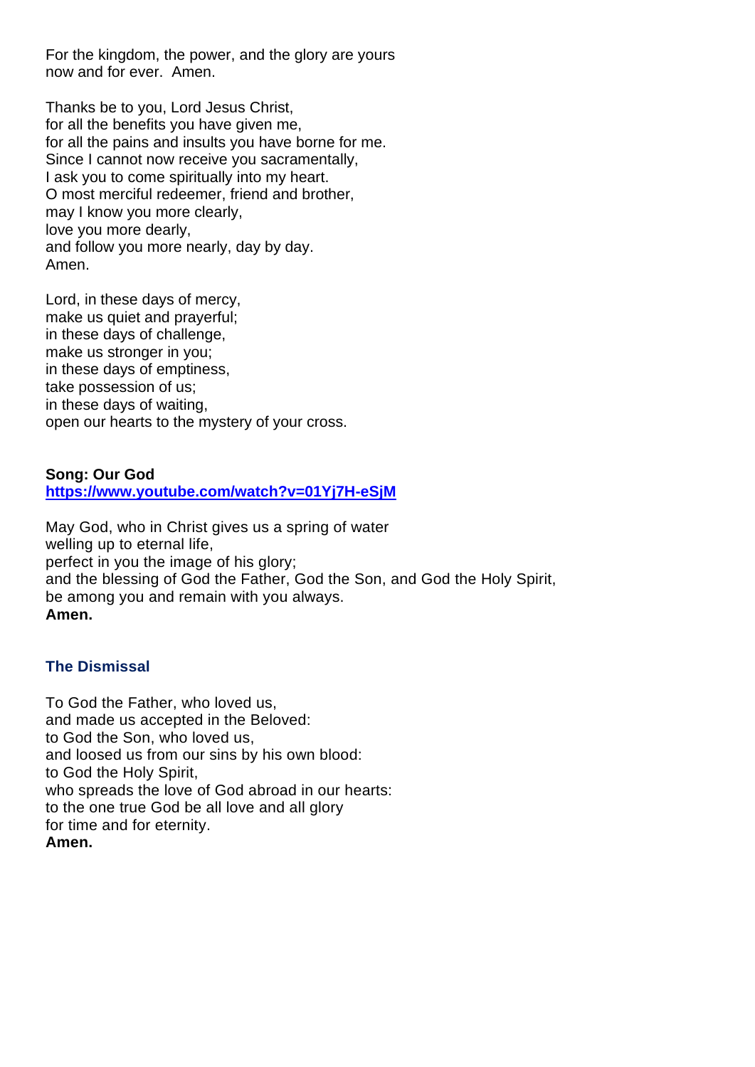For the kingdom, the power, and the glory are yours
now and for ever. Amen.

Thanks be to you, Lord Jesus Christ,
for all the benefits you have given me,
for all the pains and insults you have borne for me.
Since I cannot now receive you sacramentally,
I ask you to come spiritually into my heart.
O most merciful redeemer, friend and brother,
may I know you more clearly,
love you more dearly,
and follow you more nearly, day by day.
Amen.

Lord, in these days of mercy,
make us quiet and prayerful;
in these days of challenge,
make us stronger in you;
in these days of emptiness,
take possession of us;
in these days of waiting,
open our hearts to the mystery of your cross.

**Song: Our God**
**https://www.youtube.com/watch?v=01Yj7H-eSjM**

May God, who in Christ gives us a spring of water
welling up to eternal life,
perfect in you the image of his glory;
and the blessing of God the Father, God the Son, and God the Holy Spirit,
be among you and remain with you always.
**Amen.**

### The Dismissal

To God the Father, who loved us,
and made us accepted in the Beloved:
to God the Son, who loved us,
and loosed us from our sins by his own blood:
to God the Holy Spirit,
who spreads the love of God abroad in our hearts:
to the one true God be all love and all glory
for time and for eternity.
**Amen.**